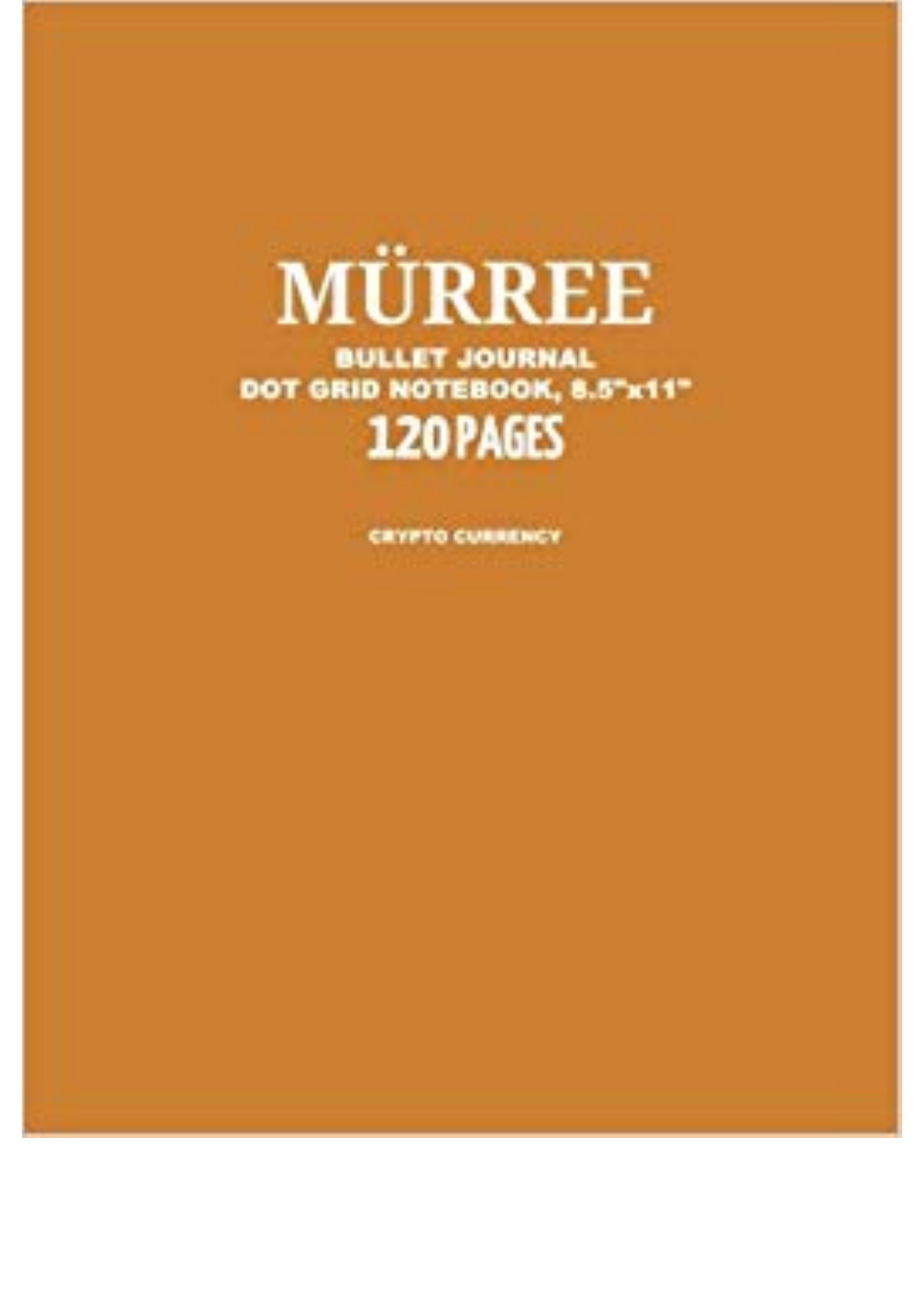# MÜRREE

**BULLET JOURNAL**

**DOT GRID NOTEBOOK, 8.5"x11"**

## 120 PAGES

**CRYPTO CURRENCY**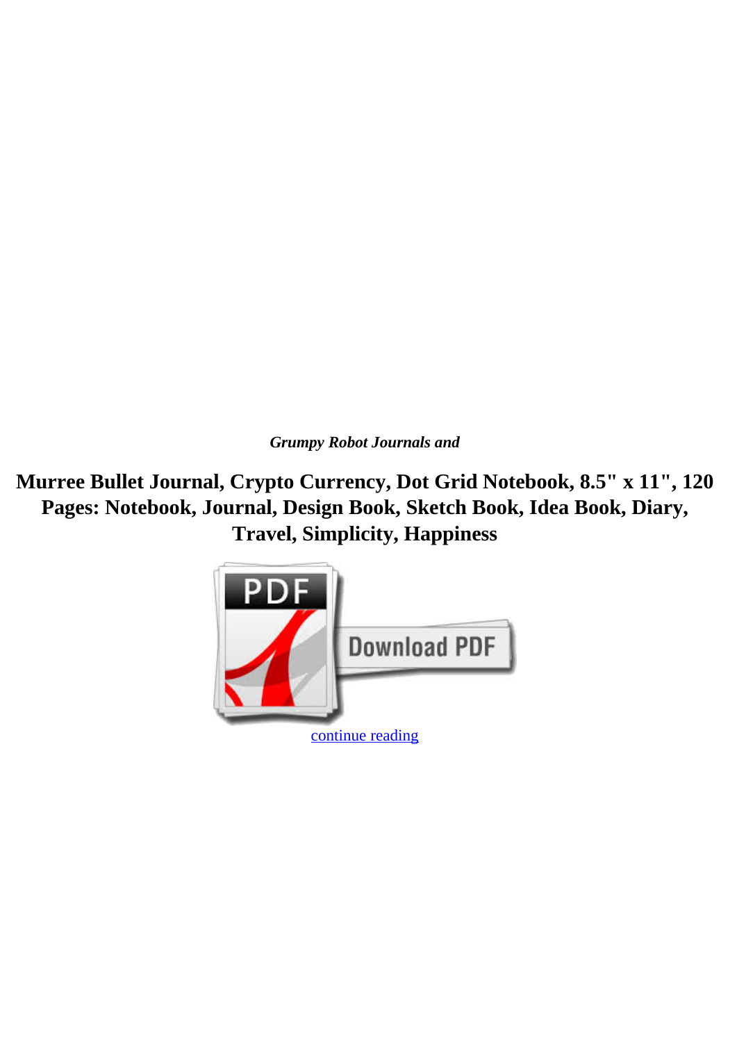*Grumpy Robot Journals and*

**Murree Bullet Journal, Crypto Currency, Dot Grid Notebook, 8.5" x 11", 120 Pages: Notebook, Journal, Design Book, Sketch Book, Idea Book, Diary, Travel, Simplicity, Happiness**

continue reading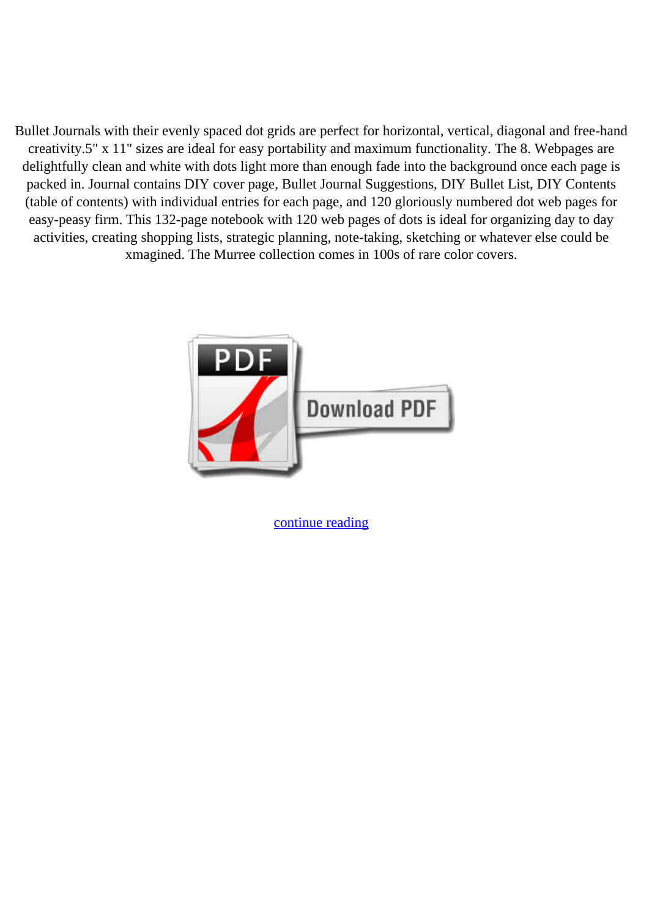Bullet Journals with their evenly spaced dot grids are perfect for horizontal, vertical, diagonal and free-hand creativity.5" x 11" sizes are ideal for easy portability and maximum functionality. The 8. Webpages are delightfully clean and white with dots light more than enough fade into the background once each page is packed in. Journal contains DIY cover page, Bullet Journal Suggestions, DIY Bullet List, DIY Contents (table of contents) with individual entries for each page, and 120 gloriously numbered dot web pages for easy-peasy firm. This 132-page notebook with 120 web pages of dots is ideal for organizing day to day activities, creating shopping lists, strategic planning, note-taking, sketching or whatever else could be xmagined. The Murree collection comes in 100s of rare color covers.

continue reading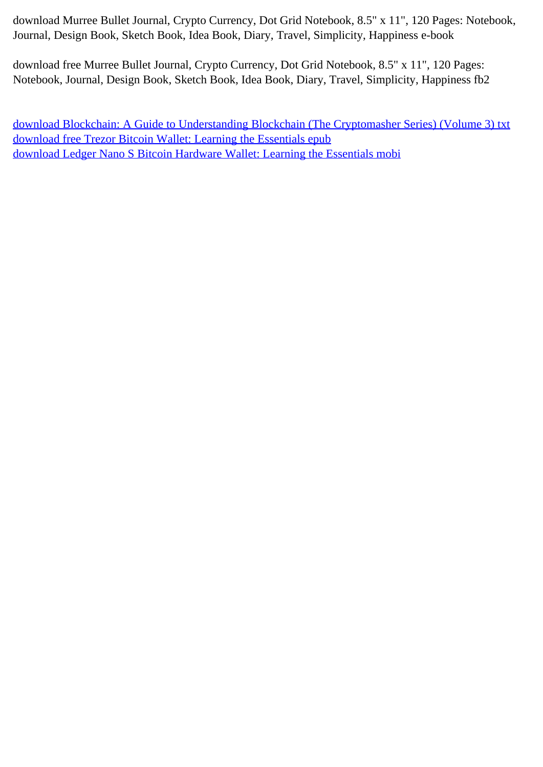download Murree Bullet Journal, Crypto Currency, Dot Grid Notebook, 8.5" x 11", 120 Pages: Notebook, Journal, Design Book, Sketch Book, Idea Book, Diary, Travel, Simplicity, Happiness e-book

download free Murree Bullet Journal, Crypto Currency, Dot Grid Notebook, 8.5" x 11", 120 Pages: Notebook, Journal, Design Book, Sketch Book, Idea Book, Diary, Travel, Simplicity, Happiness fb2

download Blockchain: A Guide to Understanding Blockchain (The Cryptomasher Series) (Volume 3) txt
download free Trezor Bitcoin Wallet: Learning the Essentials epub
download Ledger Nano S Bitcoin Hardware Wallet: Learning the Essentials mobi